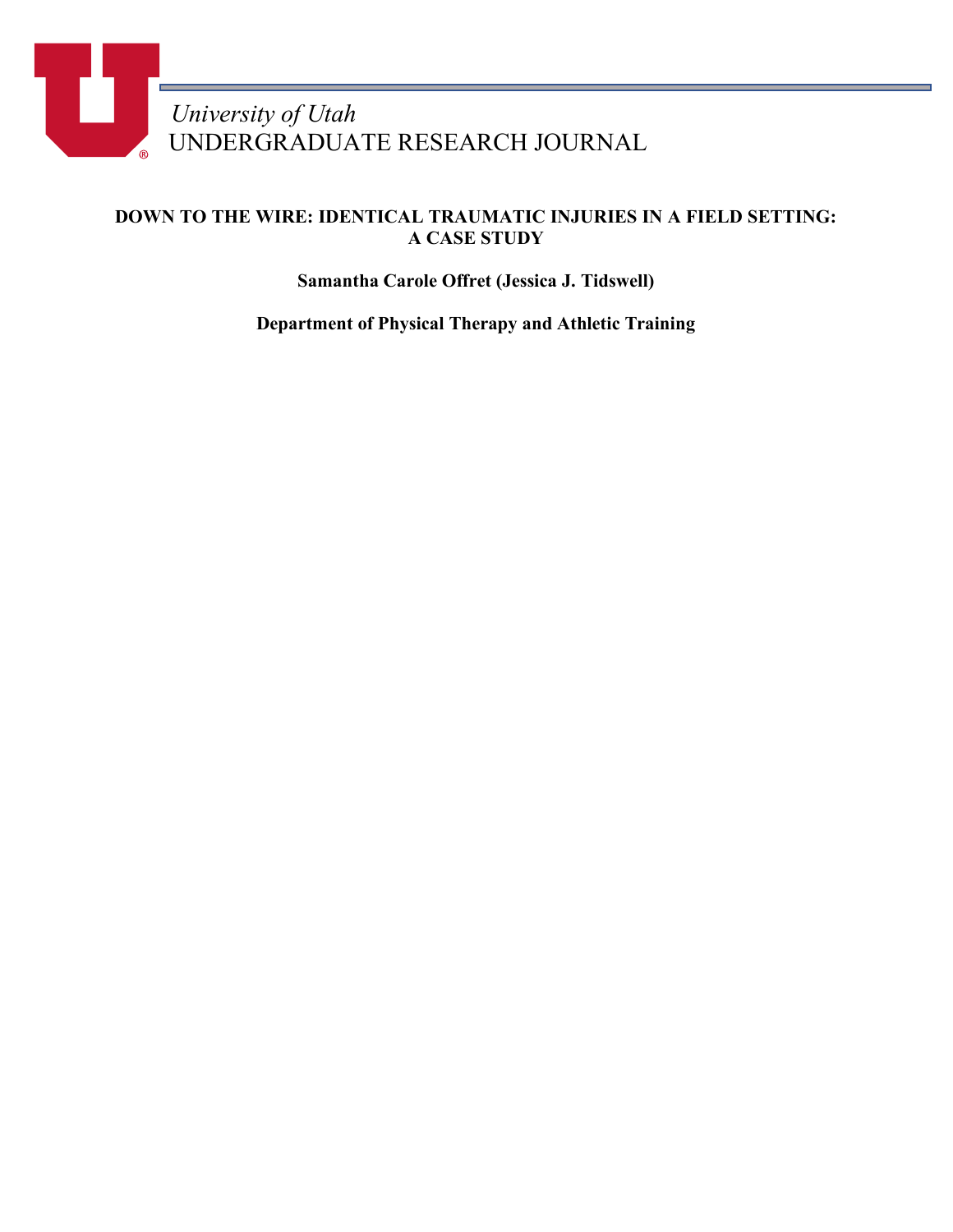*University of Utah*
UNDERGRADUATE RESEARCH JOURNAL

# DOWN TO THE WIRE: IDENTICAL TRAUMATIC INJURIES IN A FIELD SETTING: A CASE STUDY

**Samantha Carole Offret (Jessica J. Tidswell)**

**Department of Physical Therapy and Athletic Training**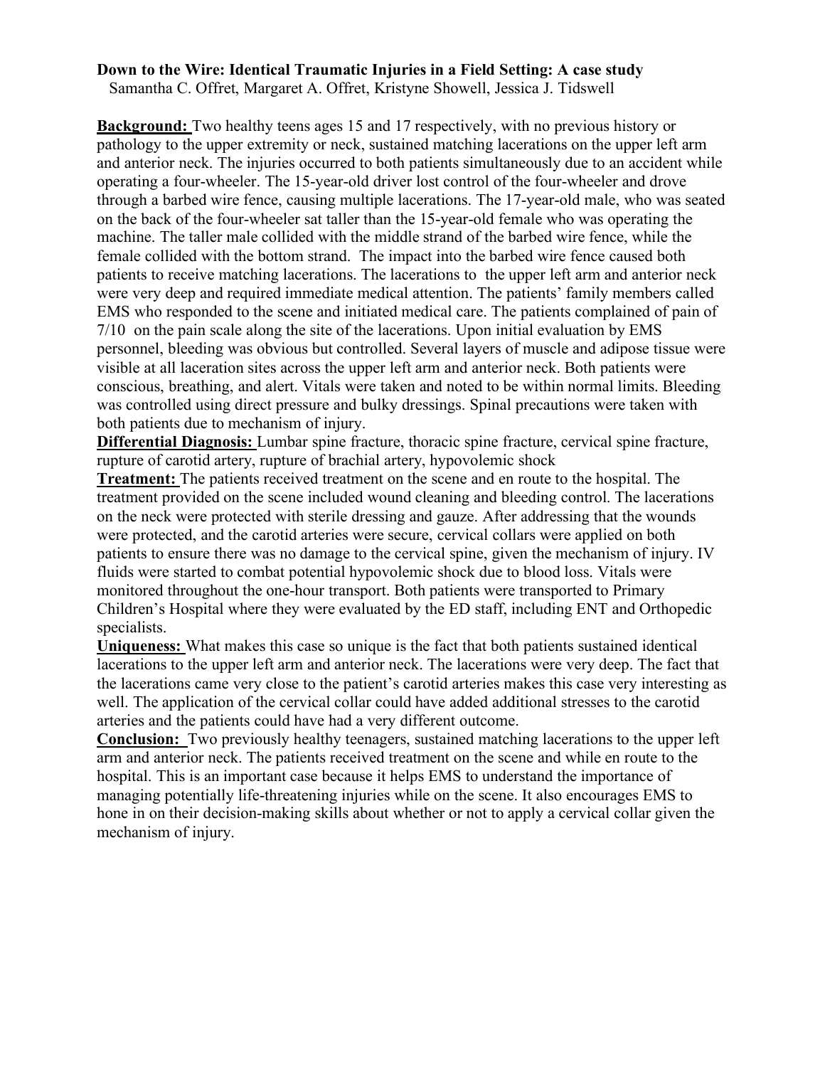**Down to the Wire: Identical Traumatic Injuries in a Field Setting: A case study**

Samantha C. Offret, Margaret A. Offret, Kristyne Showell, Jessica J. Tidswell

**Background:** Two healthy teens ages 15 and 17 respectively, with no previous history or pathology to the upper extremity or neck, sustained matching lacerations on the upper left arm and anterior neck. The injuries occurred to both patients simultaneously due to an accident while operating a four-wheeler. The 15-year-old driver lost control of the four-wheeler and drove through a barbed wire fence, causing multiple lacerations. The 17-year-old male, who was seated on the back of the four-wheeler sat taller than the 15-year-old female who was operating the machine. The taller male collided with the middle strand of the barbed wire fence, while the female collided with the bottom strand. The impact into the barbed wire fence caused both patients to receive matching lacerations. The lacerations to the upper left arm and anterior neck were very deep and required immediate medical attention. The patients' family members called EMS who responded to the scene and initiated medical care. The patients complained of pain of 7/10 on the pain scale along the site of the lacerations. Upon initial evaluation by EMS personnel, bleeding was obvious but controlled. Several layers of muscle and adipose tissue were visible at all laceration sites across the upper left arm and anterior neck. Both patients were conscious, breathing, and alert. Vitals were taken and noted to be within normal limits. Bleeding was controlled using direct pressure and bulky dressings. Spinal precautions were taken with both patients due to mechanism of injury.

**Differential Diagnosis:** Lumbar spine fracture, thoracic spine fracture, cervical spine fracture, rupture of carotid artery, rupture of brachial artery, hypovolemic shock

**Treatment:** The patients received treatment on the scene and en route to the hospital. The treatment provided on the scene included wound cleaning and bleeding control. The lacerations on the neck were protected with sterile dressing and gauze. After addressing that the wounds were protected, and the carotid arteries were secure, cervical collars were applied on both patients to ensure there was no damage to the cervical spine, given the mechanism of injury. IV fluids were started to combat potential hypovolemic shock due to blood loss. Vitals were monitored throughout the one-hour transport. Both patients were transported to Primary Children's Hospital where they were evaluated by the ED staff, including ENT and Orthopedic specialists.

**Uniqueness:** What makes this case so unique is the fact that both patients sustained identical lacerations to the upper left arm and anterior neck. The lacerations were very deep. The fact that the lacerations came very close to the patient's carotid arteries makes this case very interesting as well. The application of the cervical collar could have added additional stresses to the carotid arteries and the patients could have had a very different outcome.

**Conclusion:** Two previously healthy teenagers, sustained matching lacerations to the upper left arm and anterior neck. The patients received treatment on the scene and while en route to the hospital. This is an important case because it helps EMS to understand the importance of managing potentially life-threatening injuries while on the scene. It also encourages EMS to hone in on their decision-making skills about whether or not to apply a cervical collar given the mechanism of injury.